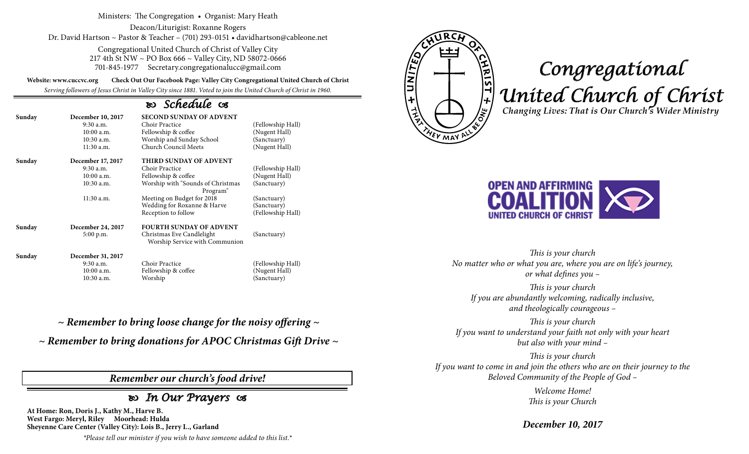Ministers: The Congregation • Organist: Mary Heath

Deacon/Liturigist: Roxanne Rogers

Dr. David Hartson ~ Pastor & Teacher – (701) 293-0151 • davidhartson@cableone.net

Congregational United Church of Christ of Valley City
217 4th St NW ~ PO Box 666 ~ Valley City, ND 58072-0666
701-845-1977 Secretary.congregationalucc@gmail.com

**Website: www.cuccvc.org** **Check Out Our Facebook Page: Valley City Congregational United Church of Christ**

*Serving followers of Jesus Christ in Valley City since 1881. Voted to join the United Church of Christ in 1960.*

## Schedule

| | | | |
|---|---|---|---|
| **Sunday** | **December 10, 2017** | **SECOND SUNDAY OF ADVENT** | |
| | 9:30 a.m. | Choir Practice | (Fellowship Hall) |
| | 10:00 a.m. | Fellowship & coffee | (Nugent Hall) |
| | 10:30 a.m. | Worship and Sunday School | (Sanctuary) |
| | 11:30 a.m. | Church Council Meets | (Nugent Hall) |
| **Sunday** | **December 17, 2017** | **THIRD SUNDAY OF ADVENT** | |
| | 9:30 a.m. | Choir Practice | (Fellowship Hall) |
| | 10:00 a.m. | Fellowship & coffee | (Nugent Hall) |
| | 10:30 a.m. | Worship with "Sounds of Christmas Program" | (Sanctuary) |
| | 11:30 a.m. | Meeting on Budget for 2018 | (Sanctuary) |
| | | Wedding for Roxanne & Harve | (Sanctuary) |
| | | Reception to follow | (Fellowship Hall) |
| **Sunday** | **December 24, 2017** | **FOURTH SUNDAY OF ADVENT** | |
| | 5:00 p.m. | Christmas Eve Candlelight Worship Service with Communion | (Sanctuary) |
| **Sunday** | **December 31, 2017** | | |
| | 9:30 a.m. | Choir Practice | (Fellowship Hall) |
| | 10:00 a.m. | Fellowship & coffee | (Nugent Hall) |
| | 10:30 a.m. | Worship | (Sanctuary) |

***~ Remember to bring loose change for the noisy offering ~***

***~ Remember to bring donations for APOC Christmas Gift Drive ~***

***Remember our church's food drive!***

## In Our Prayers

**At Home: Ron, Doris J., Kathy M., Harve B.**
**West Fargo: Meryl, Riley Moorhead: Hulda**
**Sheyenne Care Center (Valley City): Lois B., Jerry L., Garland**

*\*Please tell our minister if you wish to have someone added to this list.\**

UNITED CHURCH OF CHRIST + THAT THEY MAY ALL BE ONE +

# Congregational United Church of Christ

***Changing Lives: That is Our Church's Wider Ministry***

**OPEN AND AFFIRMING COALITION UNITED CHURCH OF CHRIST**

*This is your church*
*No matter who or what you are, where you are on life's journey, or what defines you –*

*This is your church*
*If you are abundantly welcoming, radically inclusive, and theologically courageous –*

*This is your church*
*If you want to understand your faith not only with your heart but also with your mind –*

*This is your church*
*If you want to come in and join the others who are on their journey to the Beloved Community of the People of God –*

*Welcome Home!*
*This is your Church*

***December 10, 2017***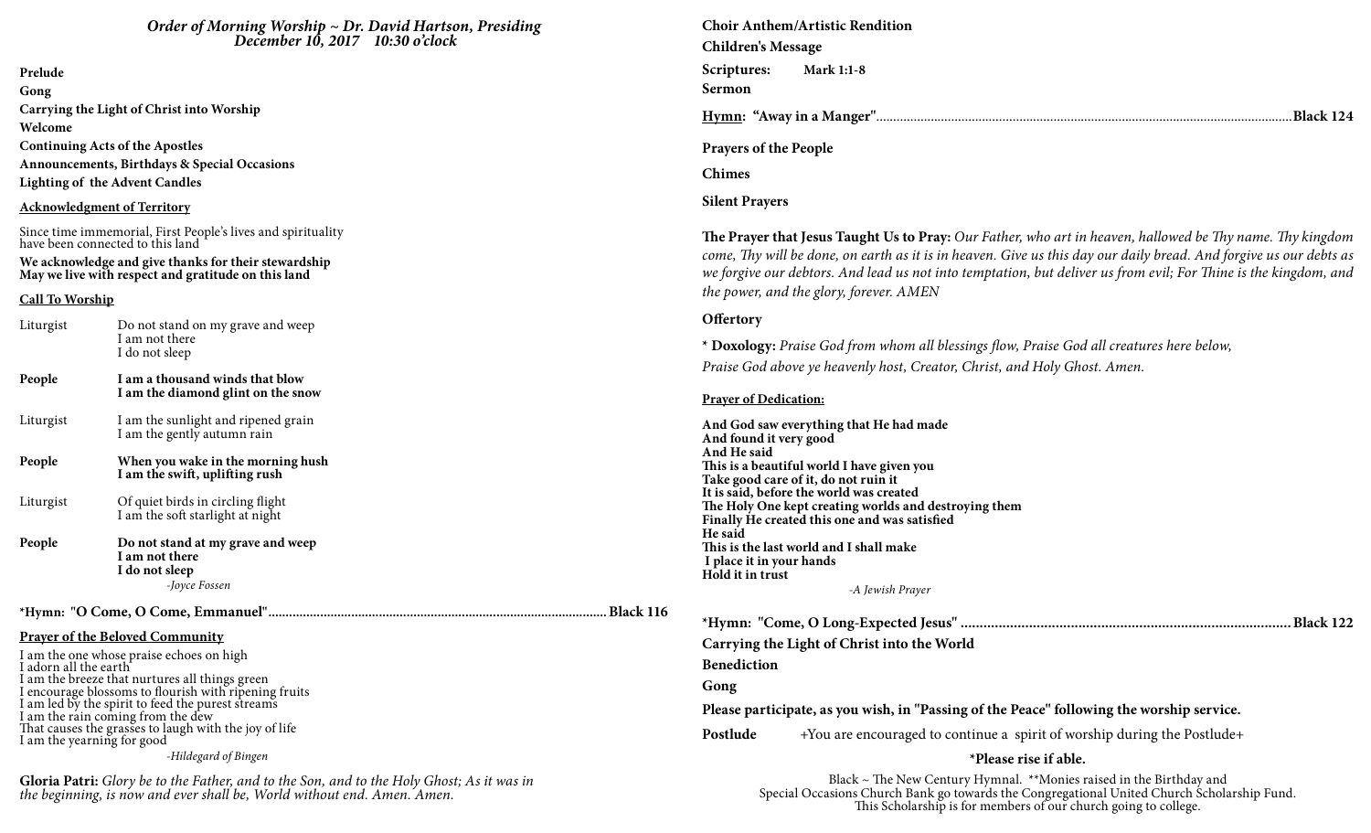*Order of Morning Worship ~ Dr. David Hartson, Presiding*
*December 10, 2017 10:30 o'clock*

**Prelude**

**Gong**

**Carrying the Light of Christ into Worship**

**Welcome**

**Continuing Acts of the Apostles**

**Announcements, Birthdays & Special Occasions**

**Lighting of the Advent Candles**

**Acknowledgment of Territory**

Since time immemorial, First People's lives and spirituality have been connected to this land

**We acknowledge and give thanks for their stewardship**
**May we live with respect and gratitude on this land**

**Call To Worship**

| | |
|---|---|
| Liturgist | Do not stand on my grave and weep<br>I am not there<br>I do not sleep |
| **People** | **I am a thousand winds that blow**<br>**I am the diamond glint on the snow** |
| Liturgist | I am the sunlight and ripened grain<br>I am the gently autumn rain |
| **People** | **When you wake in the morning hush**<br>**I am the swift, uplifting rush** |
| Liturgist | Of quiet birds in circling flight<br>I am the soft starlight at night |
| **People** | **Do not stand at my grave and weep**<br>**I am not there**<br>**I do not sleep** |

*-Joyce Fossen*

***Hymn: "O Come, O Come, Emmanuel"**............ **Black 116**

**Prayer of the Beloved Community**

I am the one whose praise echoes on high
I adorn all the earth
I am the breeze that nurtures all things green
I encourage blossoms to flourish with ripening fruits
I am led by the spirit to feed the purest streams
I am the rain coming from the dew
That causes the grasses to laugh with the joy of life
I am the yearning for good

*-Hildegard of Bingen*

**Gloria Patri:** *Glory be to the Father, and to the Son, and to the Holy Ghost; As it was in the beginning, is now and ever shall be, World without end. Amen. Amen.*

**Choir Anthem/Artistic Rendition**

**Children's Message**

**Scriptures:** **Mark 1:1-8**

**Sermon**

**Hymn: "Away in a Manger"**............ **Black 124**

**Prayers of the People**

**Chimes**

**Silent Prayers**

**The Prayer that Jesus Taught Us to Pray:** *Our Father, who art in heaven, hallowed be Thy name. Thy kingdom come, Thy will be done, on earth as it is in heaven. Give us this day our daily bread. And forgive us our debts as we forgive our debtors. And lead us not into temptation, but deliver us from evil; For Thine is the kingdom, and the power, and the glory, forever. AMEN*

**Offertory**

* **Doxology:** *Praise God from whom all blessings flow, Praise God all creatures here below, Praise God above ye heavenly host, Creator, Christ, and Holy Ghost. Amen.*

**Prayer of Dedication:**

**And God saw everything that He had made**
**And found it very good**
**And He said**
**This is a beautiful world I have given you**
**Take good care of it, do not ruin it**
**It is said, before the world was created**
**The Holy One kept creating worlds and destroying them**
**Finally He created this one and was satisfied**
**He said**
**This is the last world and I shall make**
**I place it in your hands**
**Hold it in trust**

*-A Jewish Prayer*

***Hymn: "Come, O Long-Expected Jesus"**............ **Black 122**

**Carrying the Light of Christ into the World**

**Benediction**

**Gong**

**Please participate, as you wish, in "Passing of the Peace" following the worship service.**

**Postlude** +You are encouraged to continue a spirit of worship during the Postlude+

***Please rise if able.**

Black ~ The New Century Hymnal. **Monies raised in the Birthday and Special Occasions Church Bank go towards the Congregational United Church Scholarship Fund. This Scholarship is for members of our church going to college.